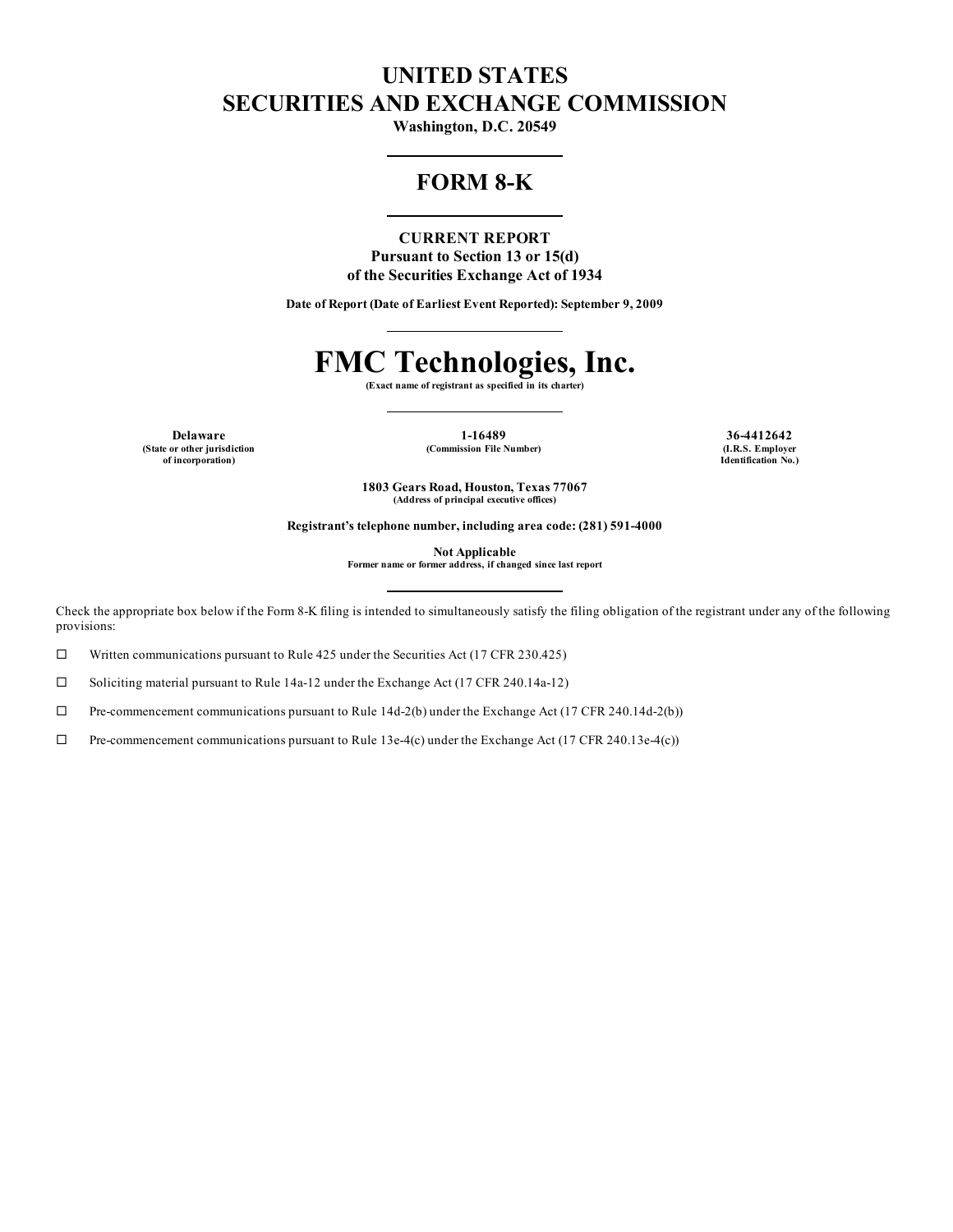# UNITED STATES
# SECURITIES AND EXCHANGE COMMISSION

**Washington, D.C. 20549**

## FORM 8-K

**CURRENT REPORT**
**Pursuant to Section 13 or 15(d)**
**of the Securities Exchange Act of 1934**

**Date of Report (Date of Earliest Event Reported): September 9, 2009**

# FMC Technologies, Inc.

**(Exact name of registrant as specified in its charter)**

| **Delaware** | **1-16489** | **36-4412642** |
|---|---|---|
| **(State or other jurisdiction of incorporation)** | **(Commission File Number)** | **(I.R.S. Employer Identification No.)** |

**1803 Gears Road, Houston, Texas 77067**
**(Address of principal executive offices)**

**Registrant's telephone number, including area code: (281) 591-4000**

**Not Applicable**
**Former name or former address, if changed since last report**

Check the appropriate box below if the Form 8-K filing is intended to simultaneously satisfy the filing obligation of the registrant under any of the following provisions:

☐ Written communications pursuant to Rule 425 under the Securities Act (17 CFR 230.425)

☐ Soliciting material pursuant to Rule 14a-12 under the Exchange Act (17 CFR 240.14a-12)

☐ Pre-commencement communications pursuant to Rule 14d-2(b) under the Exchange Act (17 CFR 240.14d-2(b))

☐ Pre-commencement communications pursuant to Rule 13e-4(c) under the Exchange Act (17 CFR 240.13e-4(c))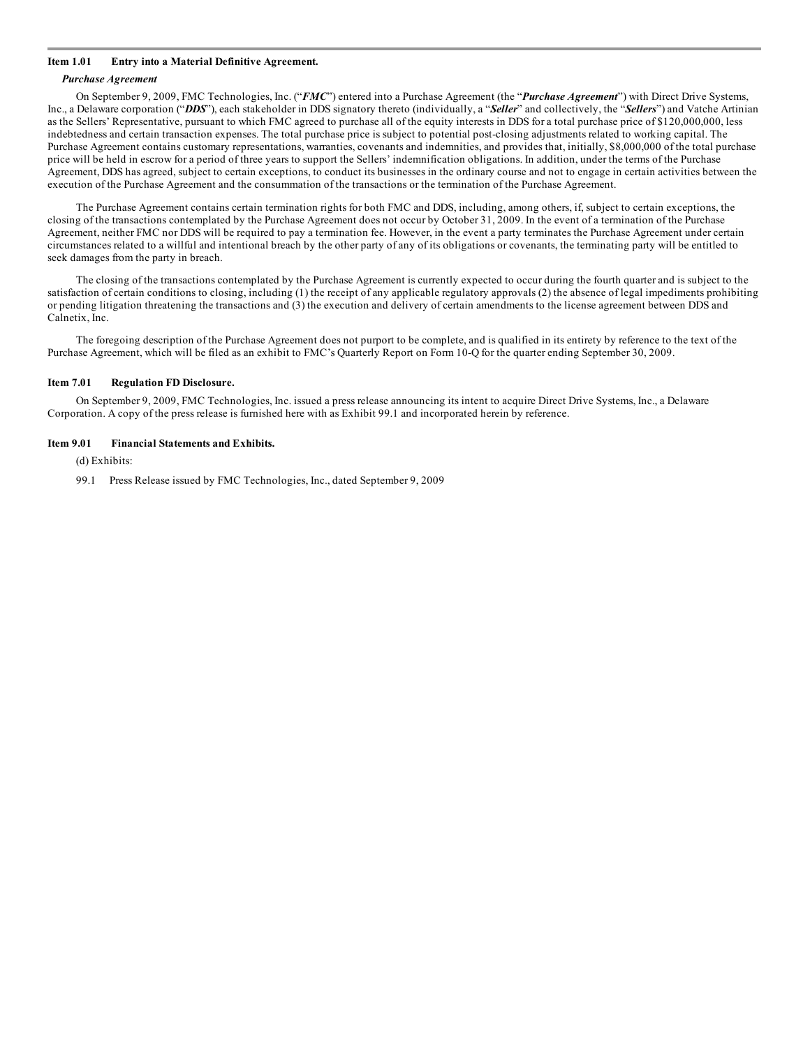**Item 1.01 Entry into a Material Definitive Agreement.**

***Purchase Agreement***

On September 9, 2009, FMC Technologies, Inc. ("***FMC***") entered into a Purchase Agreement (the "***Purchase Agreement***") with Direct Drive Systems, Inc., a Delaware corporation ("***DDS***"), each stakeholder in DDS signatory thereto (individually, a "***Seller***" and collectively, the "***Sellers***") and Vatche Artinian as the Sellers' Representative, pursuant to which FMC agreed to purchase all of the equity interests in DDS for a total purchase price of $120,000,000, less indebtedness and certain transaction expenses. The total purchase price is subject to potential post-closing adjustments related to working capital. The Purchase Agreement contains customary representations, warranties, covenants and indemnities, and provides that, initially, $8,000,000 of the total purchase price will be held in escrow for a period of three years to support the Sellers' indemnification obligations. In addition, under the terms of the Purchase Agreement, DDS has agreed, subject to certain exceptions, to conduct its businesses in the ordinary course and not to engage in certain activities between the execution of the Purchase Agreement and the consummation of the transactions or the termination of the Purchase Agreement.

The Purchase Agreement contains certain termination rights for both FMC and DDS, including, among others, if, subject to certain exceptions, the closing of the transactions contemplated by the Purchase Agreement does not occur by October 31, 2009. In the event of a termination of the Purchase Agreement, neither FMC nor DDS will be required to pay a termination fee. However, in the event a party terminates the Purchase Agreement under certain circumstances related to a willful and intentional breach by the other party of any of its obligations or covenants, the terminating party will be entitled to seek damages from the party in breach.

The closing of the transactions contemplated by the Purchase Agreement is currently expected to occur during the fourth quarter and is subject to the satisfaction of certain conditions to closing, including (1) the receipt of any applicable regulatory approvals (2) the absence of legal impediments prohibiting or pending litigation threatening the transactions and (3) the execution and delivery of certain amendments to the license agreement between DDS and Calnetix, Inc.

The foregoing description of the Purchase Agreement does not purport to be complete, and is qualified in its entirety by reference to the text of the Purchase Agreement, which will be filed as an exhibit to FMC's Quarterly Report on Form 10-Q for the quarter ending September 30, 2009.

**Item 7.01 Regulation FD Disclosure.**

On September 9, 2009, FMC Technologies, Inc. issued a press release announcing its intent to acquire Direct Drive Systems, Inc., a Delaware Corporation. A copy of the press release is furnished here with as Exhibit 99.1 and incorporated herein by reference.

**Item 9.01 Financial Statements and Exhibits.**

(d) Exhibits:

99.1 Press Release issued by FMC Technologies, Inc., dated September 9, 2009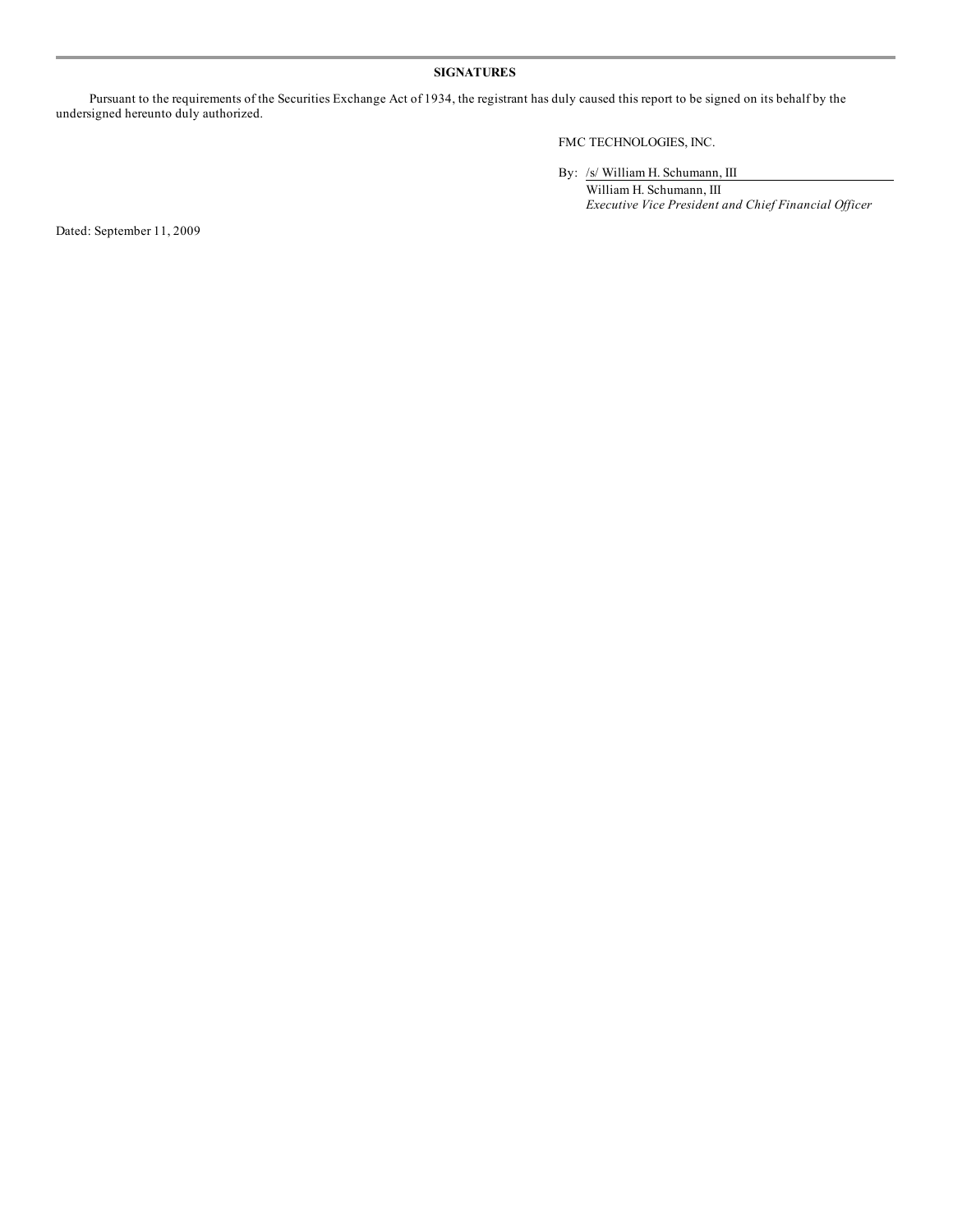**SIGNATURES**

Pursuant to the requirements of the Securities Exchange Act of 1934, the registrant has duly caused this report to be signed on its behalf by the undersigned hereunto duly authorized.

FMC TECHNOLOGIES, INC.

By: /s/ William H. Schumann, III

William H. Schumann, III

*Executive Vice President and Chief Financial Officer*

Dated: September 11, 2009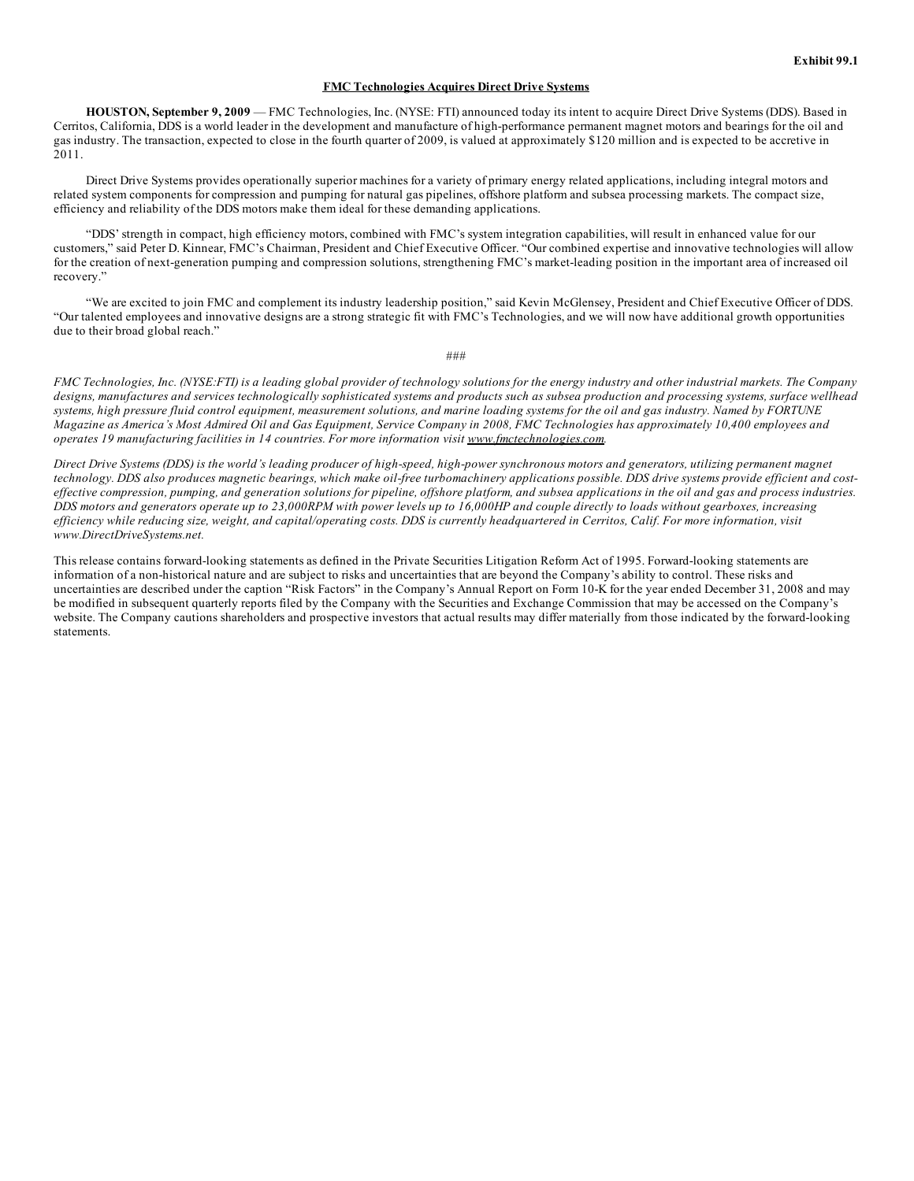Exhibit 99.1

**FMC Technologies Acquires Direct Drive Systems**

**HOUSTON, September 9, 2009** — FMC Technologies, Inc. (NYSE: FTI) announced today its intent to acquire Direct Drive Systems (DDS). Based in Cerritos, California, DDS is a world leader in the development and manufacture of high-performance permanent magnet motors and bearings for the oil and gas industry. The transaction, expected to close in the fourth quarter of 2009, is valued at approximately $120 million and is expected to be accretive in 2011.

Direct Drive Systems provides operationally superior machines for a variety of primary energy related applications, including integral motors and related system components for compression and pumping for natural gas pipelines, offshore platform and subsea processing markets. The compact size, efficiency and reliability of the DDS motors make them ideal for these demanding applications.

"DDS' strength in compact, high efficiency motors, combined with FMC's system integration capabilities, will result in enhanced value for our customers," said Peter D. Kinnear, FMC's Chairman, President and Chief Executive Officer. "Our combined expertise and innovative technologies will allow for the creation of next-generation pumping and compression solutions, strengthening FMC's market-leading position in the important area of increased oil recovery."

"We are excited to join FMC and complement its industry leadership position," said Kevin McGlensey, President and Chief Executive Officer of DDS. "Our talented employees and innovative designs are a strong strategic fit with FMC's Technologies, and we will now have additional growth opportunities due to their broad global reach."

###

*FMC Technologies, Inc. (NYSE:FTI) is a leading global provider of technology solutions for the energy industry and other industrial markets. The Company designs, manufactures and services technologically sophisticated systems and products such as subsea production and processing systems, surface wellhead systems, high pressure fluid control equipment, measurement solutions, and marine loading systems for the oil and gas industry. Named by FORTUNE Magazine as America's Most Admired Oil and Gas Equipment, Service Company in 2008, FMC Technologies has approximately 10,400 employees and operates 19 manufacturing facilities in 14 countries. For more information visit www.fmctechnologies.com.*

*Direct Drive Systems (DDS) is the world's leading producer of high-speed, high-power synchronous motors and generators, utilizing permanent magnet technology. DDS also produces magnetic bearings, which make oil-free turbomachinery applications possible. DDS drive systems provide efficient and cost-effective compression, pumping, and generation solutions for pipeline, offshore platform, and subsea applications in the oil and gas and process industries. DDS motors and generators operate up to 23,000RPM with power levels up to 16,000HP and couple directly to loads without gearboxes, increasing efficiency while reducing size, weight, and capital/operating costs. DDS is currently headquartered in Cerritos, Calif. For more information, visit www.DirectDriveSystems.net.*

This release contains forward-looking statements as defined in the Private Securities Litigation Reform Act of 1995. Forward-looking statements are information of a non-historical nature and are subject to risks and uncertainties that are beyond the Company's ability to control. These risks and uncertainties are described under the caption "Risk Factors" in the Company's Annual Report on Form 10-K for the year ended December 31, 2008 and may be modified in subsequent quarterly reports filed by the Company with the Securities and Exchange Commission that may be accessed on the Company's website. The Company cautions shareholders and prospective investors that actual results may differ materially from those indicated by the forward-looking statements.